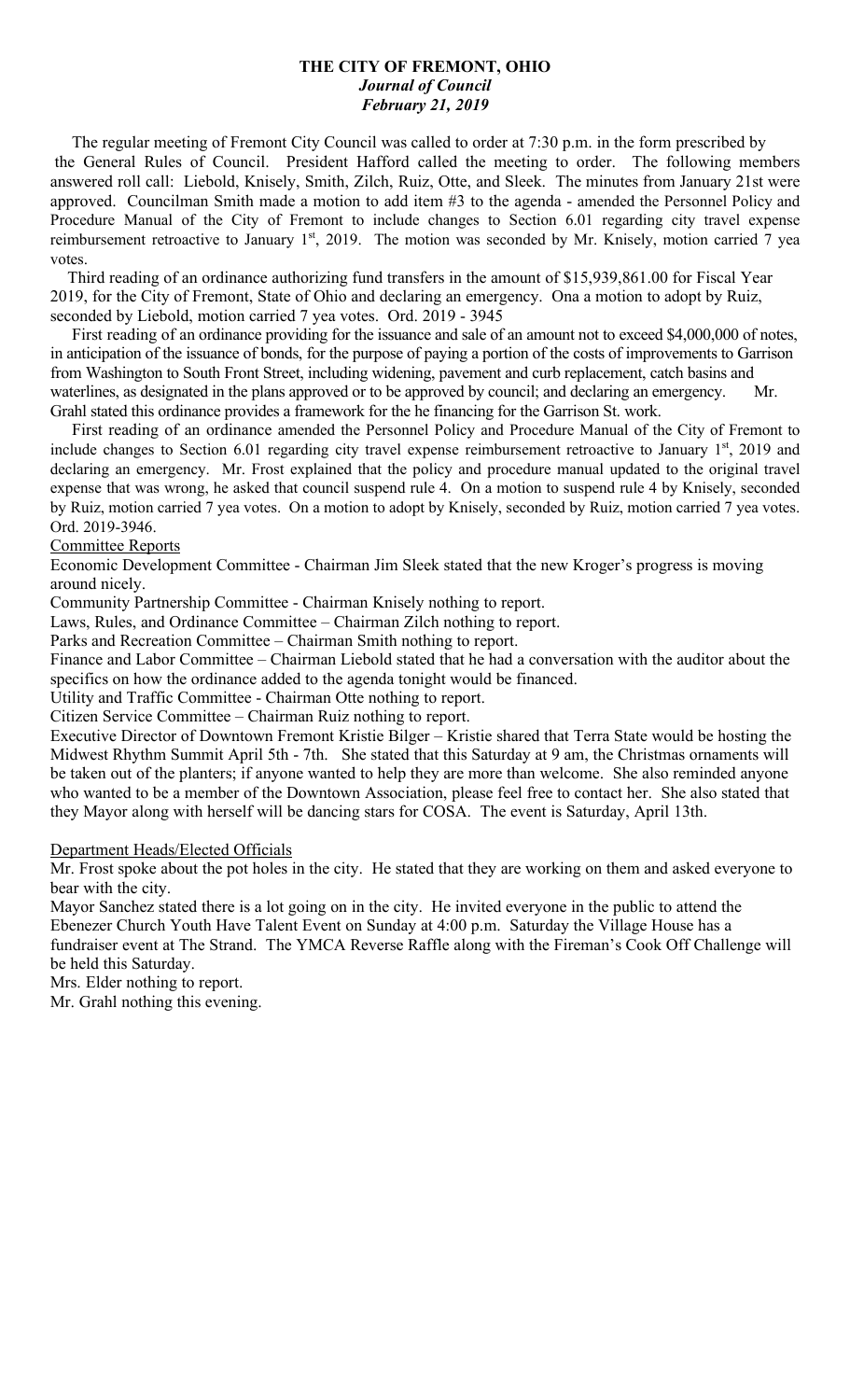# THE CITY OF FREMONT, OHIO
## *Journal of Council*
## *February 21, 2019*

The regular meeting of Fremont City Council was called to order at 7:30 p.m. in the form prescribed by the General Rules of Council. President Hafford called the meeting to order. The following members answered roll call: Liebold, Knisely, Smith, Zilch, Ruiz, Otte, and Sleek. The minutes from January 21st were approved. Councilman Smith made a motion to add item #3 to the agenda - amended the Personnel Policy and Procedure Manual of the City of Fremont to include changes to Section 6.01 regarding city travel expense reimbursement retroactive to January 1st, 2019. The motion was seconded by Mr. Knisely, motion carried 7 yea votes.

Third reading of an ordinance authorizing fund transfers in the amount of $15,939,861.00 for Fiscal Year 2019, for the City of Fremont, State of Ohio and declaring an emergency. Ona a motion to adopt by Ruiz, seconded by Liebold, motion carried 7 yea votes. Ord. 2019 - 3945

First reading of an ordinance providing for the issuance and sale of an amount not to exceed $4,000,000 of notes, in anticipation of the issuance of bonds, for the purpose of paying a portion of the costs of improvements to Garrison from Washington to South Front Street, including widening, pavement and curb replacement, catch basins and waterlines, as designated in the plans approved or to be approved by council; and declaring an emergency. Mr. Grahl stated this ordinance provides a framework for the he financing for the Garrison St. work.

First reading of an ordinance amended the Personnel Policy and Procedure Manual of the City of Fremont to include changes to Section 6.01 regarding city travel expense reimbursement retroactive to January 1st, 2019 and declaring an emergency. Mr. Frost explained that the policy and procedure manual updated to the original travel expense that was wrong, he asked that council suspend rule 4. On a motion to suspend rule 4 by Knisely, seconded by Ruiz, motion carried 7 yea votes. On a motion to adopt by Knisely, seconded by Ruiz, motion carried 7 yea votes. Ord. 2019-3946.

Committee Reports

Economic Development Committee - Chairman Jim Sleek stated that the new Kroger's progress is moving around nicely.

Community Partnership Committee - Chairman Knisely nothing to report.

Laws, Rules, and Ordinance Committee – Chairman Zilch nothing to report.

Parks and Recreation Committee – Chairman Smith nothing to report.

Finance and Labor Committee – Chairman Liebold stated that he had a conversation with the auditor about the specifics on how the ordinance added to the agenda tonight would be financed.

Utility and Traffic Committee - Chairman Otte nothing to report.

Citizen Service Committee – Chairman Ruiz nothing to report.

Executive Director of Downtown Fremont Kristie Bilger – Kristie shared that Terra State would be hosting the Midwest Rhythm Summit April 5th - 7th. She stated that this Saturday at 9 am, the Christmas ornaments will be taken out of the planters; if anyone wanted to help they are more than welcome. She also reminded anyone who wanted to be a member of the Downtown Association, please feel free to contact her. She also stated that they Mayor along with herself will be dancing stars for COSA. The event is Saturday, April 13th.

Department Heads/Elected Officials

Mr. Frost spoke about the pot holes in the city. He stated that they are working on them and asked everyone to bear with the city.

Mayor Sanchez stated there is a lot going on in the city. He invited everyone in the public to attend the Ebenezer Church Youth Have Talent Event on Sunday at 4:00 p.m. Saturday the Village House has a fundraiser event at The Strand. The YMCA Reverse Raffle along with the Fireman's Cook Off Challenge will be held this Saturday.

Mrs. Elder nothing to report.

Mr. Grahl nothing this evening.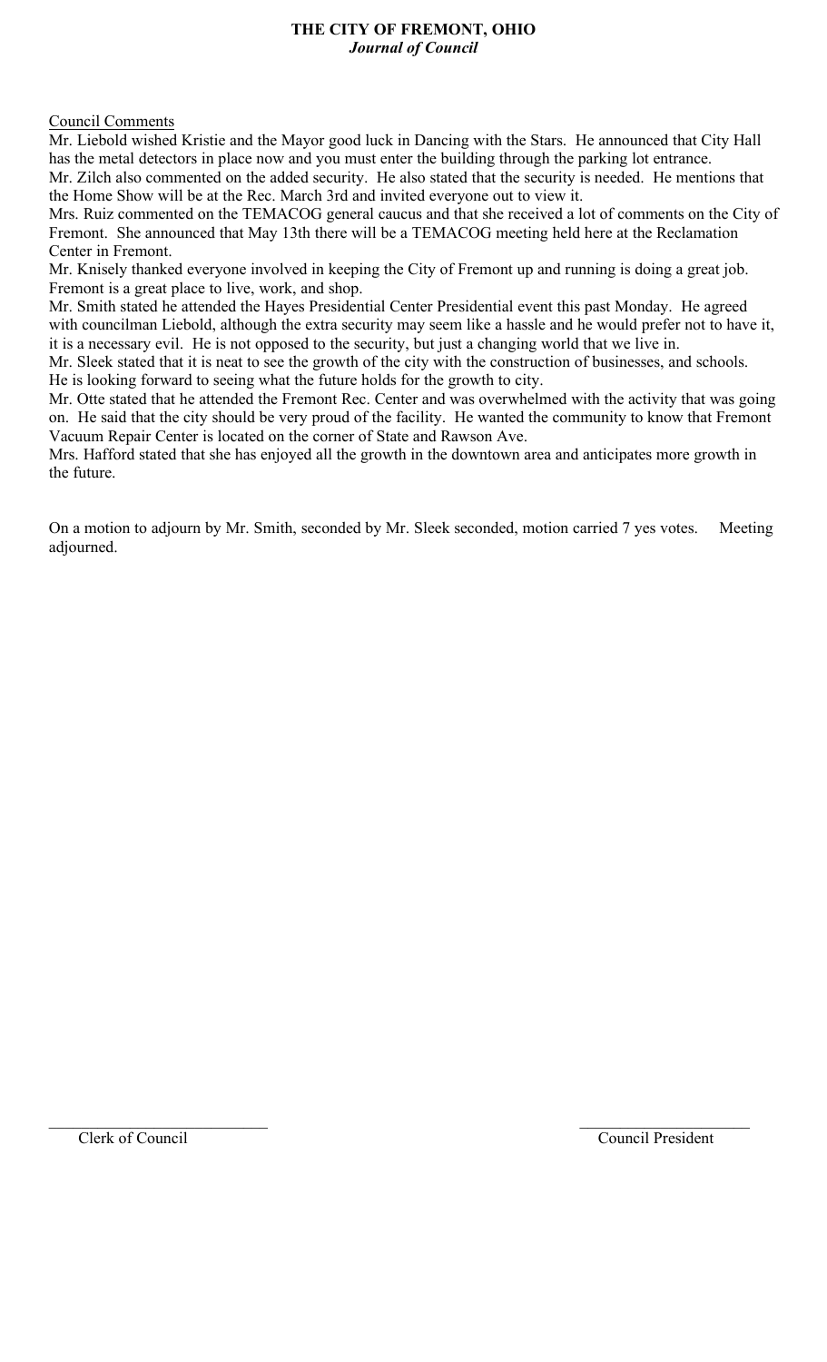**THE CITY OF FREMONT, OHIO**
***Journal of Council***

Council Comments

Mr. Liebold wished Kristie and the Mayor good luck in Dancing with the Stars. He announced that City Hall has the metal detectors in place now and you must enter the building through the parking lot entrance.

Mr. Zilch also commented on the added security. He also stated that the security is needed. He mentions that the Home Show will be at the Rec. March 3rd and invited everyone out to view it.

Mrs. Ruiz commented on the TEMACOG general caucus and that she received a lot of comments on the City of Fremont. She announced that May 13th there will be a TEMACOG meeting held here at the Reclamation Center in Fremont.

Mr. Knisely thanked everyone involved in keeping the City of Fremont up and running is doing a great job. Fremont is a great place to live, work, and shop.

Mr. Smith stated he attended the Hayes Presidential Center Presidential event this past Monday. He agreed with councilman Liebold, although the extra security may seem like a hassle and he would prefer not to have it, it is a necessary evil. He is not opposed to the security, but just a changing world that we live in.

Mr. Sleek stated that it is neat to see the growth of the city with the construction of businesses, and schools. He is looking forward to seeing what the future holds for the growth to city.

Mr. Otte stated that he attended the Fremont Rec. Center and was overwhelmed with the activity that was going on. He said that the city should be very proud of the facility. He wanted the community to know that Fremont Vacuum Repair Center is located on the corner of State and Rawson Ave.

Mrs. Hafford stated that she has enjoyed all the growth in the downtown area and anticipates more growth in the future.

On a motion to adjourn by Mr. Smith, seconded by Mr. Sleek seconded, motion carried 7 yes votes. Meeting adjourned.

\_\_\_\_\_\_\_\_\_\_\_\_\_\_\_\_\_\_\_\_\_\_\_\_\_\_ Clerk of Council

\_\_\_\_\_\_\_\_\_\_\_\_\_\_\_\_\_\_\_\_\_\_\_\_\_\_ Council President